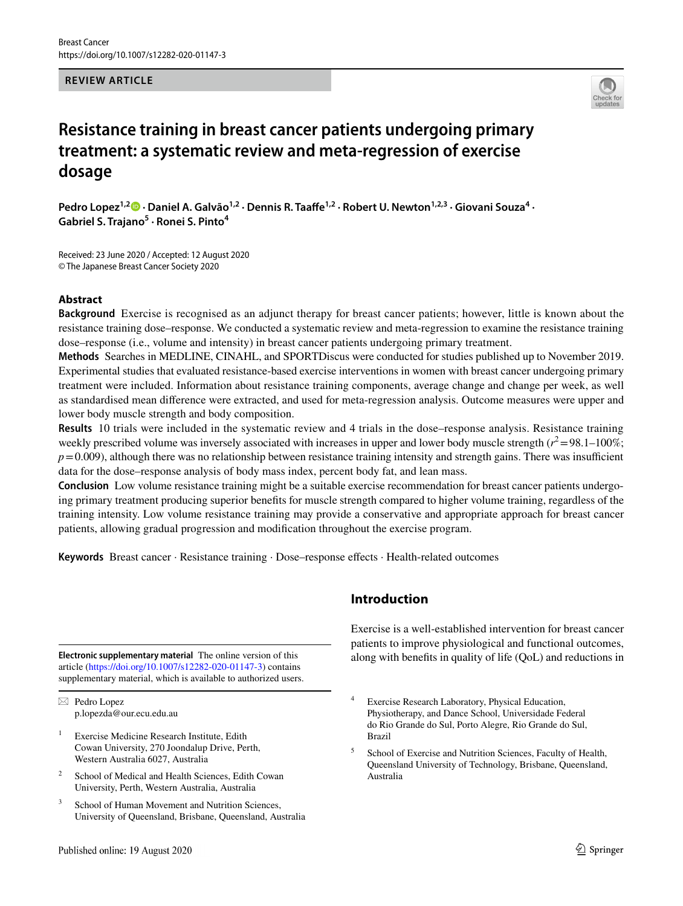REVIEW ARTICLE

# Resistance training in breast cancer patients undergoing primary treatment: a systematic review and meta-regression of exercise dosage

**Pedro Lopez[1,2] · Daniel A. Galvão[1,2] · Dennis R. Taaffe[1,2] · Robert U. Newton[1,2,3] · Giovani Souza[4] · Gabriel S. Trajano[5] · Ronei S. Pinto[4]**

Received: 23 June 2020 / Accepted: 12 August 2020
© The Japanese Breast Cancer Society 2020

## Abstract

**Background** Exercise is recognised as an adjunct therapy for breast cancer patients; however, little is known about the resistance training dose–response. We conducted a systematic review and meta-regression to examine the resistance training dose–response (i.e., volume and intensity) in breast cancer patients undergoing primary treatment.

**Methods** Searches in MEDLINE, CINAHL, and SPORTDiscus were conducted for studies published up to November 2019. Experimental studies that evaluated resistance-based exercise interventions in women with breast cancer undergoing primary treatment were included. Information about resistance training components, average change and change per week, as well as standardised mean difference were extracted, and used for meta-regression analysis. Outcome measures were upper and lower body muscle strength and body composition.

**Results** 10 trials were included in the systematic review and 4 trials in the dose–response analysis. Resistance training weekly prescribed volume was inversely associated with increases in upper and lower body muscle strength ($r^2 = 98.1$–$100\%$; $p = 0.009$), although there was no relationship between resistance training intensity and strength gains. There was insufficient data for the dose–response analysis of body mass index, percent body fat, and lean mass.

**Conclusion** Low volume resistance training might be a suitable exercise recommendation for breast cancer patients undergoing primary treatment producing superior benefits for muscle strength compared to higher volume training, regardless of the training intensity. Low volume resistance training may provide a conservative and appropriate approach for breast cancer patients, allowing gradual progression and modification throughout the exercise program.

**Keywords** Breast cancer · Resistance training · Dose–response effects · Health-related outcomes

## Introduction

Exercise is a well-established intervention for breast cancer patients to improve physiological and functional outcomes, along with benefits in quality of life (QoL) and reductions in

---

**Electronic supplementary material** The online version of this article (https://doi.org/10.1007/s12282-020-01147-3) contains supplementary material, which is available to authorized users.

✉ Pedro Lopez
p.lopezda@our.ecu.edu.au

[1] Exercise Medicine Research Institute, Edith Cowan University, 270 Joondalup Drive, Perth, Western Australia 6027, Australia

[2] School of Medical and Health Sciences, Edith Cowan University, Perth, Western Australia, Australia

[3] School of Human Movement and Nutrition Sciences, University of Queensland, Brisbane, Queensland, Australia

[4] Exercise Research Laboratory, Physical Education, Physiotherapy, and Dance School, Universidade Federal do Rio Grande do Sul, Porto Alegre, Rio Grande do Sul, Brazil

[5] School of Exercise and Nutrition Sciences, Faculty of Health, Queensland University of Technology, Brisbane, Queensland, Australia

Published online: 19 August 2020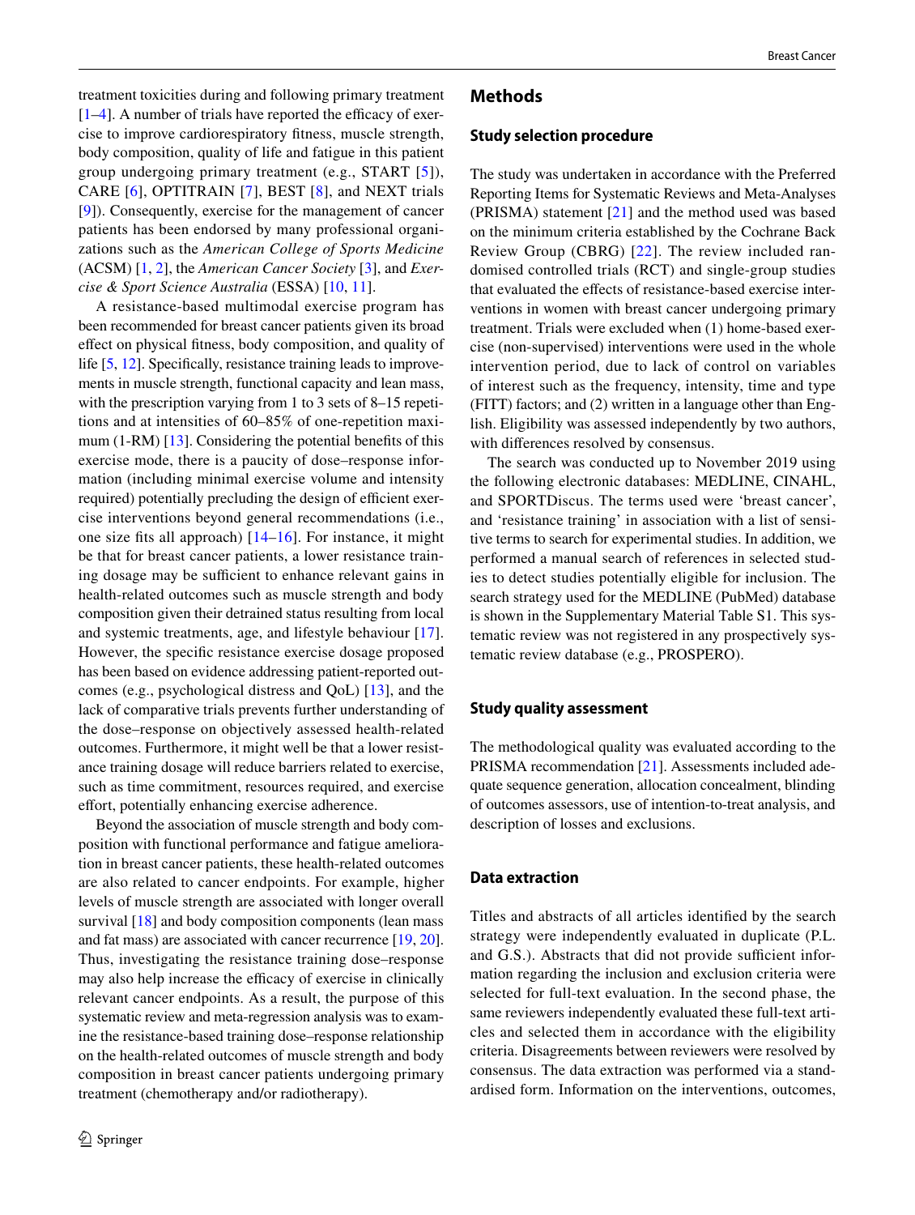treatment toxicities during and following primary treatment [1–4]. A number of trials have reported the efficacy of exercise to improve cardiorespiratory fitness, muscle strength, body composition, quality of life and fatigue in this patient group undergoing primary treatment (e.g., START [5]), CARE [6], OPTITRAIN [7], BEST [8], and NEXT trials [9]). Consequently, exercise for the management of cancer patients has been endorsed by many professional organizations such as the *American College of Sports Medicine* (ACSM) [1, 2], the *American Cancer Society* [3], and *Exercise & Sport Science Australia* (ESSA) [10, 11].

A resistance-based multimodal exercise program has been recommended for breast cancer patients given its broad effect on physical fitness, body composition, and quality of life [5, 12]. Specifically, resistance training leads to improvements in muscle strength, functional capacity and lean mass, with the prescription varying from 1 to 3 sets of 8–15 repetitions and at intensities of 60–85% of one-repetition maximum (1-RM) [13]. Considering the potential benefits of this exercise mode, there is a paucity of dose–response information (including minimal exercise volume and intensity required) potentially precluding the design of efficient exercise interventions beyond general recommendations (i.e., one size fits all approach) [14–16]. For instance, it might be that for breast cancer patients, a lower resistance training dosage may be sufficient to enhance relevant gains in health-related outcomes such as muscle strength and body composition given their detrained status resulting from local and systemic treatments, age, and lifestyle behaviour [17]. However, the specific resistance exercise dosage proposed has been based on evidence addressing patient-reported outcomes (e.g., psychological distress and QoL) [13], and the lack of comparative trials prevents further understanding of the dose–response on objectively assessed health-related outcomes. Furthermore, it might well be that a lower resistance training dosage will reduce barriers related to exercise, such as time commitment, resources required, and exercise effort, potentially enhancing exercise adherence.

Beyond the association of muscle strength and body composition with functional performance and fatigue amelioration in breast cancer patients, these health-related outcomes are also related to cancer endpoints. For example, higher levels of muscle strength are associated with longer overall survival [18] and body composition components (lean mass and fat mass) are associated with cancer recurrence [19, 20]. Thus, investigating the resistance training dose–response may also help increase the efficacy of exercise in clinically relevant cancer endpoints. As a result, the purpose of this systematic review and meta-regression analysis was to examine the resistance-based training dose–response relationship on the health-related outcomes of muscle strength and body composition in breast cancer patients undergoing primary treatment (chemotherapy and/or radiotherapy).

## Methods

### Study selection procedure

The study was undertaken in accordance with the Preferred Reporting Items for Systematic Reviews and Meta-Analyses (PRISMA) statement [21] and the method used was based on the minimum criteria established by the Cochrane Back Review Group (CBRG) [22]. The review included randomised controlled trials (RCT) and single-group studies that evaluated the effects of resistance-based exercise interventions in women with breast cancer undergoing primary treatment. Trials were excluded when (1) home-based exercise (non-supervised) interventions were used in the whole intervention period, due to lack of control on variables of interest such as the frequency, intensity, time and type (FITT) factors; and (2) written in a language other than English. Eligibility was assessed independently by two authors, with differences resolved by consensus.

The search was conducted up to November 2019 using the following electronic databases: MEDLINE, CINAHL, and SPORTDiscus. The terms used were 'breast cancer', and 'resistance training' in association with a list of sensitive terms to search for experimental studies. In addition, we performed a manual search of references in selected studies to detect studies potentially eligible for inclusion. The search strategy used for the MEDLINE (PubMed) database is shown in the Supplementary Material Table S1. This systematic review was not registered in any prospectively systematic review database (e.g., PROSPERO).

### Study quality assessment

The methodological quality was evaluated according to the PRISMA recommendation [21]. Assessments included adequate sequence generation, allocation concealment, blinding of outcomes assessors, use of intention-to-treat analysis, and description of losses and exclusions.

### Data extraction

Titles and abstracts of all articles identified by the search strategy were independently evaluated in duplicate (P.L. and G.S.). Abstracts that did not provide sufficient information regarding the inclusion and exclusion criteria were selected for full-text evaluation. In the second phase, the same reviewers independently evaluated these full-text articles and selected them in accordance with the eligibility criteria. Disagreements between reviewers were resolved by consensus. The data extraction was performed via a standardised form. Information on the interventions, outcomes,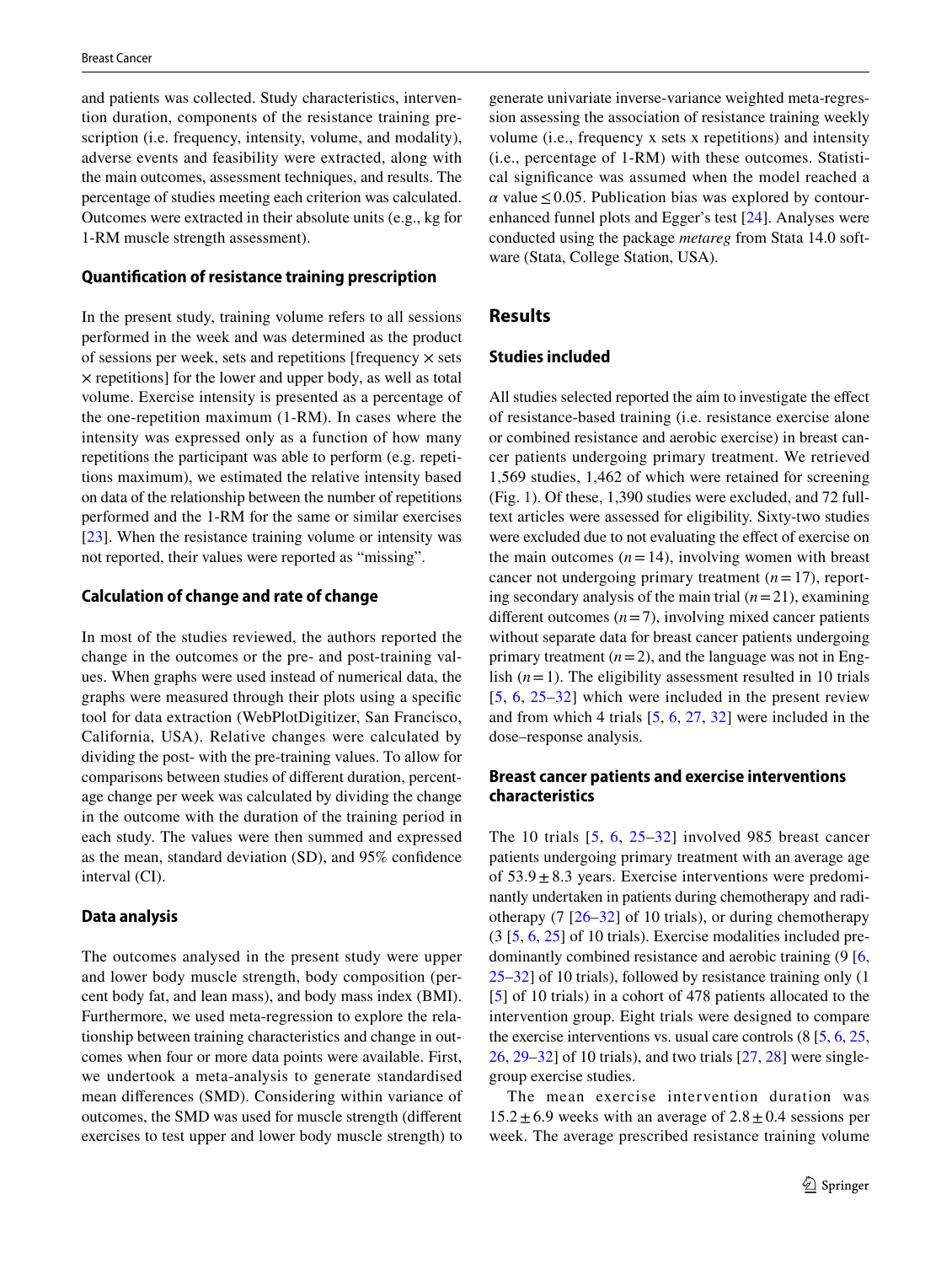and patients was collected. Study characteristics, intervention duration, components of the resistance training prescription (i.e. frequency, intensity, volume, and modality), adverse events and feasibility were extracted, along with the main outcomes, assessment techniques, and results. The percentage of studies meeting each criterion was calculated. Outcomes were extracted in their absolute units (e.g., kg for 1-RM muscle strength assessment).

### Quantification of resistance training prescription

In the present study, training volume refers to all sessions performed in the week and was determined as the product of sessions per week, sets and repetitions [frequency × sets × repetitions] for the lower and upper body, as well as total volume. Exercise intensity is presented as a percentage of the one-repetition maximum (1-RM). In cases where the intensity was expressed only as a function of how many repetitions the participant was able to perform (e.g. repetitions maximum), we estimated the relative intensity based on data of the relationship between the number of repetitions performed and the 1-RM for the same or similar exercises [23]. When the resistance training volume or intensity was not reported, their values were reported as "missing".

### Calculation of change and rate of change

In most of the studies reviewed, the authors reported the change in the outcomes or the pre- and post-training values. When graphs were used instead of numerical data, the graphs were measured through their plots using a specific tool for data extraction (WebPlotDigitizer, San Francisco, California, USA). Relative changes were calculated by dividing the post- with the pre-training values. To allow for comparisons between studies of different duration, percentage change per week was calculated by dividing the change in the outcome with the duration of the training period in each study. The values were then summed and expressed as the mean, standard deviation (SD), and 95% confidence interval (CI).

### Data analysis

The outcomes analysed in the present study were upper and lower body muscle strength, body composition (percent body fat, and lean mass), and body mass index (BMI). Furthermore, we used meta-regression to explore the relationship between training characteristics and change in outcomes when four or more data points were available. First, we undertook a meta-analysis to generate standardised mean differences (SMD). Considering within variance of outcomes, the SMD was used for muscle strength (different exercises to test upper and lower body muscle strength) to generate univariate inverse-variance weighted meta-regression assessing the association of resistance training weekly volume (i.e., frequency x sets x repetitions) and intensity (i.e., percentage of 1-RM) with these outcomes. Statistical significance was assumed when the model reached a $\alpha$ value $\leq 0.05$. Publication bias was explored by contour-enhanced funnel plots and Egger's test [24]. Analyses were conducted using the package *metareg* from Stata 14.0 software (Stata, College Station, USA).

## Results

### Studies included

All studies selected reported the aim to investigate the effect of resistance-based training (i.e. resistance exercise alone or combined resistance and aerobic exercise) in breast cancer patients undergoing primary treatment. We retrieved 1,569 studies, 1,462 of which were retained for screening (Fig. 1). Of these, 1,390 studies were excluded, and 72 full-text articles were assessed for eligibility. Sixty-two studies were excluded due to not evaluating the effect of exercise on the main outcomes ($n=14$), involving women with breast cancer not undergoing primary treatment ($n=17$), reporting secondary analysis of the main trial ($n=21$), examining different outcomes ($n=7$), involving mixed cancer patients without separate data for breast cancer patients undergoing primary treatment ($n=2$), and the language was not in English ($n=1$). The eligibility assessment resulted in 10 trials [5, 6, 25–32] which were included in the present review and from which 4 trials [5, 6, 27, 32] were included in the dose–response analysis.

### Breast cancer patients and exercise interventions characteristics

The 10 trials [5, 6, 25–32] involved 985 breast cancer patients undergoing primary treatment with an average age of $53.9 \pm 8.3$ years. Exercise interventions were predominantly undertaken in patients during chemotherapy and radiotherapy (7 [26–32] of 10 trials), or during chemotherapy (3 [5, 6, 25] of 10 trials). Exercise modalities included predominantly combined resistance and aerobic training (9 [6, 25–32] of 10 trials), followed by resistance training only (1 [5] of 10 trials) in a cohort of 478 patients allocated to the intervention group. Eight trials were designed to compare the exercise interventions vs. usual care controls (8 [5, 6, 25, 26, 29–32] of 10 trials), and two trials [27, 28] were single-group exercise studies.

The mean exercise intervention duration was $15.2 \pm 6.9$ weeks with an average of $2.8 \pm 0.4$ sessions per week. The average prescribed resistance training volume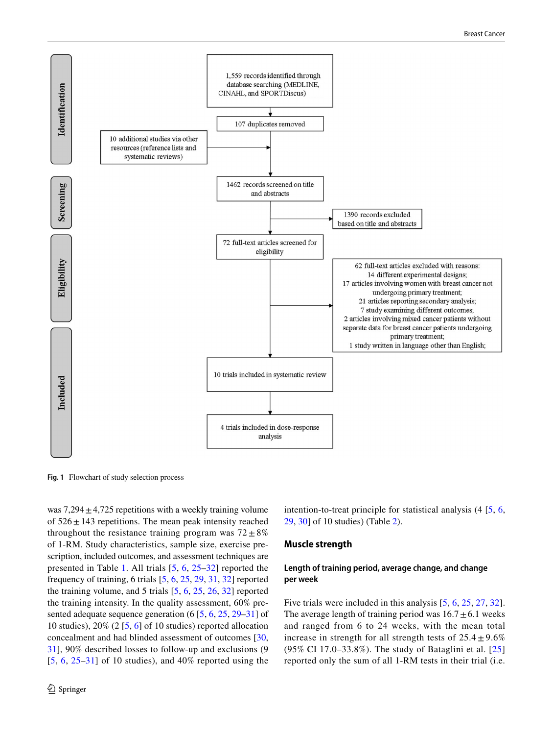Identification

1,559 records identified through database searching (MEDLINE, CINAHL, and SPORTDiscus)

107 duplicates removed

10 additional studies via other resources (reference lists and systematic reviews)

Screening

1462 records screened on title and abstracts

1390 records excluded based on title and abstracts

Eligibility

72 full-text articles screened for eligibility

62 full-text articles excluded with reasons:
14 different experimental designs;
17 articles involving women with breast cancer not undergoing primary treatment;
21 articles reporting secondary analysis;
7 study examining different outcomes;
2 articles involving mixed cancer patients without separate data for breast cancer patients undergoing primary treatment;
1 study written in language other than English;

Included

10 trials included in systematic review

4 trials included in dose-response analysis

**Fig. 1** Flowchart of study selection process

was 7,294 ± 4,725 repetitions with a weekly training volume of 526 ± 143 repetitions. The mean peak intensity reached throughout the resistance training program was 72 ± 8% of 1-RM. Study characteristics, sample size, exercise prescription, included outcomes, and assessment techniques are presented in Table 1. All trials [5, 6, 25–32] reported the frequency of training, 6 trials [5, 6, 25, 29, 31, 32] reported the training volume, and 5 trials [5, 6, 25, 26, 32] reported the training intensity. In the quality assessment, 60% presented adequate sequence generation (6 [5, 6, 25, 29–31] of 10 studies), 20% (2 [5, 6] of 10 studies) reported allocation concealment and had blinded assessment of outcomes [30, 31], 90% described losses to follow-up and exclusions (9 [5, 6, 25–31] of 10 studies), and 40% reported using the intention-to-treat principle for statistical analysis (4 [5, 6, 29, 30] of 10 studies) (Table 2).

## Muscle strength

### Length of training period, average change, and change per week

Five trials were included in this analysis [5, 6, 25, 27, 32]. The average length of training period was 16.7 ± 6.1 weeks and ranged from 6 to 24 weeks, with the mean total increase in strength for all strength tests of 25.4 ± 9.6% (95% CI 17.0–33.8%). The study of Bataglini et al. [25] reported only the sum of all 1-RM tests in their trial (i.e.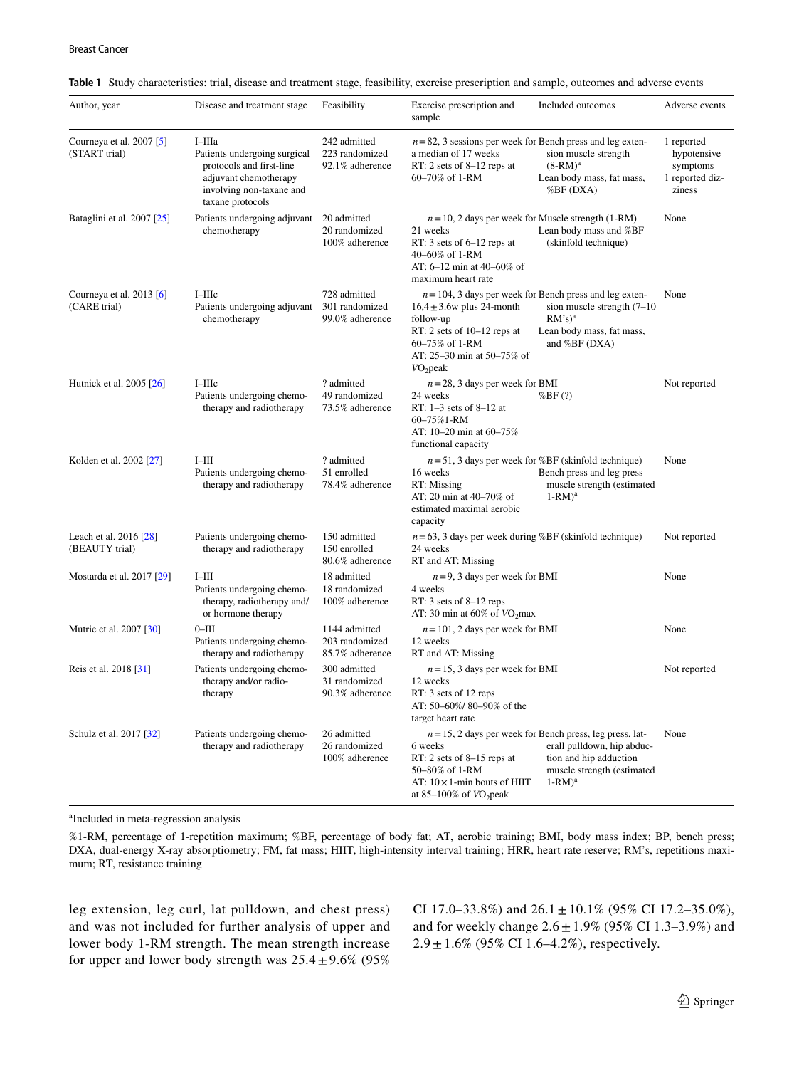**Table 1** Study characteristics: trial, disease and treatment stage, feasibility, exercise prescription and sample, outcomes and adverse events

| Author, year | Disease and treatment stage | Feasibility | Exercise prescription and sample | Included outcomes | Adverse events |
|---|---|---|---|---|---|
| Courneya et al. 2007 [5] (START trial) | I–IIIa<br>Patients undergoing surgical protocols and first-line adjuvant chemotherapy involving non-taxane and taxane protocols | 242 admitted<br>223 randomized<br>92.1% adherence | $n=82$, 3 sessions per week for a median of 17 weeks<br>RT: 2 sets of 8–12 reps at 60–70% of 1-RM | Bench press and leg extension muscle strength (8-RM)[a]<br>Lean body mass, fat mass, %BF (DXA) | 1 reported hypotensive symptoms<br>1 reported dizziness |
| Bataglini et al. 2007 [25] | Patients undergoing adjuvant chemotherapy | 20 admitted<br>20 randomized<br>100% adherence | $n=10$, 2 days per week for 21 weeks<br>RT: 3 sets of 6–12 reps at 40–60% of 1-RM<br>AT: 6–12 min at 40–60% of maximum heart rate | Muscle strength (1-RM)<br>Lean body mass and %BF (skinfold technique) | None |
| Courneya et al. 2013 [6] (CARE trial) | I–IIIc<br>Patients undergoing adjuvant chemotherapy | 728 admitted<br>301 randomized<br>99.0% adherence | $n=104$, 3 days per week for $16{,}4\pm3.6$w plus 24-month follow-up<br>RT: 2 sets of 10–12 reps at 60–75% of 1-RM<br>AT: 25–30 min at 50–75% of $VO_2$peak | Bench press and leg extension muscle strength (7–10 RM's)[a]<br>Lean body mass, fat mass, and %BF (DXA) | None |
| Hutnick et al. 2005 [26] | I–IIIc<br>Patients undergoing chemotherapy and radiotherapy | ? admitted<br>49 randomized<br>73.5% adherence | $n=28$, 3 days per week for 24 weeks<br>RT: 1–3 sets of 8–12 at 60–75%1-RM<br>AT: 10–20 min at 60–75% functional capacity | BMI<br>%BF (?) | Not reported |
| Kolden et al. 2002 [27] | I–III<br>Patients undergoing chemotherapy and radiotherapy | ? admitted<br>51 enrolled<br>78.4% adherence | $n=51$, 3 days per week for 16 weeks<br>RT: Missing<br>AT: 20 min at 40–70% of estimated maximal aerobic capacity | %BF (skinfold technique)<br>Bench press and leg press muscle strength (estimated 1-RM)[a] | None |
| Leach et al. 2016 [28] (BEAUTY trial) | Patients undergoing chemotherapy and radiotherapy | 150 admitted<br>150 enrolled<br>80.6% adherence | $n=63$, 3 days per week during 24 weeks<br>RT and AT: Missing | %BF (skinfold technique) | Not reported |
| Mostarda et al. 2017 [29] | I–III<br>Patients undergoing chemotherapy, radiotherapy and/or hormone therapy | 18 admitted<br>18 randomized<br>100% adherence | $n=9$, 3 days per week for 4 weeks<br>RT: 3 sets of 8–12 reps<br>AT: 30 min at 60% of $VO_2$max | BMI | None |
| Mutrie et al. 2007 [30] | 0–III<br>Patients undergoing chemotherapy and radiotherapy | 1144 admitted<br>203 randomized<br>85.7% adherence | $n=101$, 2 days per week for 12 weeks<br>RT and AT: Missing | BMI | None |
| Reis et al. 2018 [31] | Patients undergoing chemotherapy and/or radiotherapy | 300 admitted<br>31 randomized<br>90.3% adherence | $n=15$, 3 days per week for 12 weeks<br>RT: 3 sets of 12 reps<br>AT: 50–60%/ 80–90% of the target heart rate | BMI | Not reported |
| Schulz et al. 2017 [32] | Patients undergoing chemotherapy and radiotherapy | 26 admitted<br>26 randomized<br>100% adherence | $n=15$, 2 days per week for 6 weeks<br>RT: 2 sets of 8–15 reps at 50–80% of 1-RM<br>AT: 10 × 1-min bouts of HIIT at 85–100% of $VO_2$peak | Bench press, leg press, laterall pulldown, hip abduction and hip adduction muscle strength (estimated 1-RM)[a] | None |

[a]Included in meta-regression analysis

%1-RM, percentage of 1-repetition maximum; %BF, percentage of body fat; AT, aerobic training; BMI, body mass index; BP, bench press; DXA, dual-energy X-ray absorptiometry; FM, fat mass; HIIT, high-intensity interval training; HRR, heart rate reserve; RM's, repetitions maximum; RT, resistance training

leg extension, leg curl, lat pulldown, and chest press) and was not included for further analysis of upper and lower body 1-RM strength. The mean strength increase for upper and lower body strength was $25.4\pm9.6\%$ (95% CI 17.0–33.8%) and $26.1\pm10.1\%$ (95% CI 17.2–35.0%), and for weekly change $2.6\pm1.9\%$ (95% CI 1.3–3.9%) and $2.9\pm1.6\%$ (95% CI 1.6–4.2%), respectively.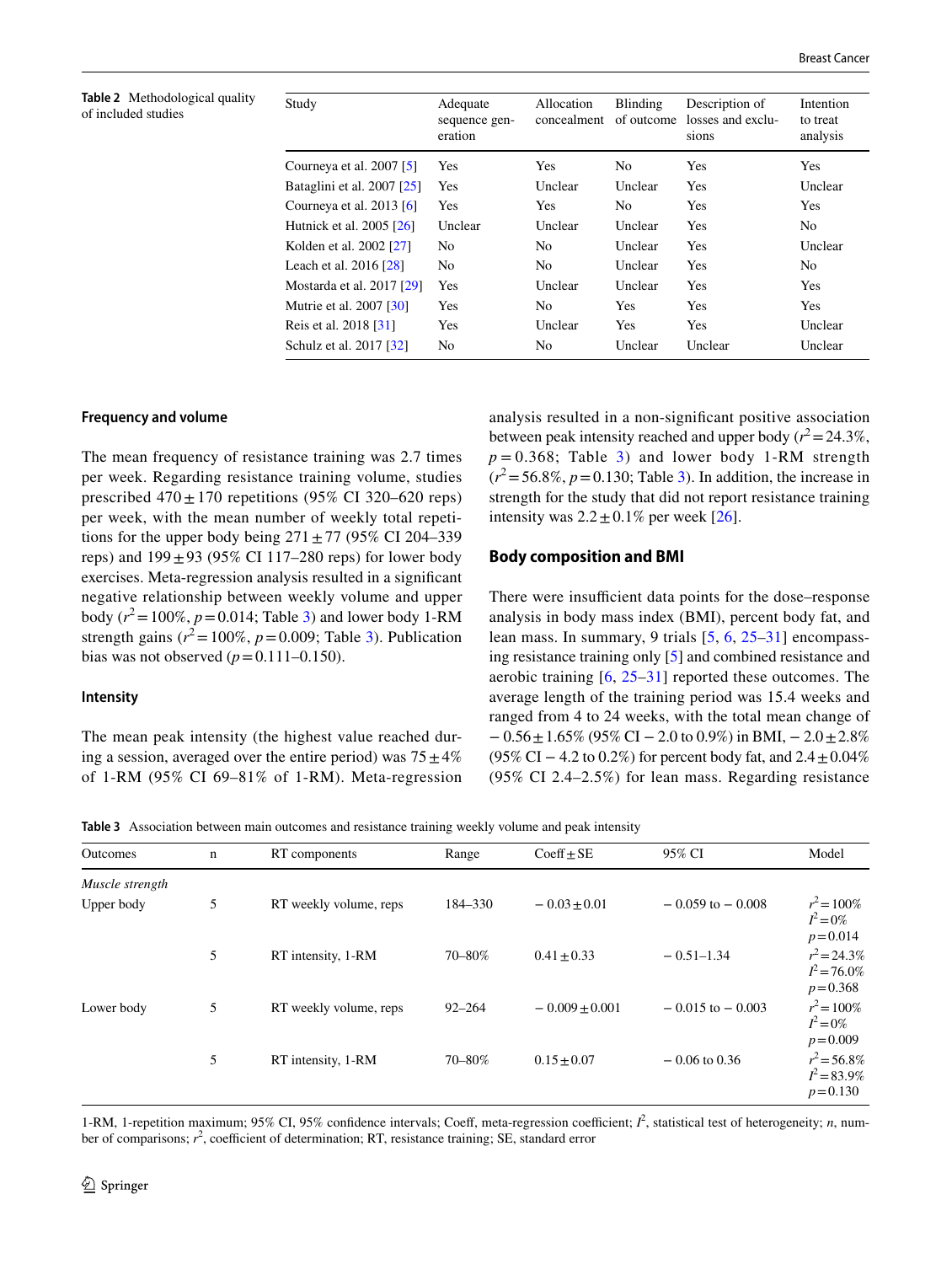**Table 2** Methodological quality of included studies

| Study | Adequate sequence generation | Allocation concealment | Blinding of outcome | Description of losses and exclusions | Intention to treat analysis |
|---|---|---|---|---|---|
| Courneya et al. 2007 [5] | Yes | Yes | No | Yes | Yes |
| Bataglini et al. 2007 [25] | Yes | Unclear | Unclear | Yes | Unclear |
| Courneya et al. 2013 [6] | Yes | Yes | No | Yes | Yes |
| Hutnick et al. 2005 [26] | Unclear | Unclear | Unclear | Yes | No |
| Kolden et al. 2002 [27] | No | No | Unclear | Yes | Unclear |
| Leach et al. 2016 [28] | No | No | Unclear | Yes | No |
| Mostarda et al. 2017 [29] | Yes | Unclear | Unclear | Yes | Yes |
| Mutrie et al. 2007 [30] | Yes | No | Yes | Yes | Yes |
| Reis et al. 2018 [31] | Yes | Unclear | Yes | Yes | Unclear |
| Schulz et al. 2017 [32] | No | No | Unclear | Unclear | Unclear |

### Frequency and volume

The mean frequency of resistance training was 2.7 times per week. Regarding resistance training volume, studies prescribed 470 ± 170 repetitions (95% CI 320–620 reps) per week, with the mean number of weekly total repetitions for the upper body being 271 ± 77 (95% CI 204–339 reps) and 199 ± 93 (95% CI 117–280 reps) for lower body exercises. Meta-regression analysis resulted in a significant negative relationship between weekly volume and upper body ($r^2 = 100\%$, $p = 0.014$; Table 3) and lower body 1-RM strength gains ($r^2 = 100\%$, $p = 0.009$; Table 3). Publication bias was not observed ($p = 0.111$–$0.150$).

### Intensity

The mean peak intensity (the highest value reached during a session, averaged over the entire period) was 75 ± 4% of 1-RM (95% CI 69–81% of 1-RM). Meta-regression analysis resulted in a non-significant positive association between peak intensity reached and upper body ($r^2 = 24.3\%$, $p = 0.368$; Table 3) and lower body 1-RM strength ($r^2 = 56.8\%$, $p = 0.130$; Table 3). In addition, the increase in strength for the study that did not report resistance training intensity was 2.2 ± 0.1% per week [26].

### Body composition and BMI

There were insufficient data points for the dose–response analysis in body mass index (BMI), percent body fat, and lean mass. In summary, 9 trials [5, 6, 25–31] encompassing resistance training only [5] and combined resistance and aerobic training [6, 25–31] reported these outcomes. The average length of the training period was 15.4 weeks and ranged from 4 to 24 weeks, with the total mean change of − 0.56 ± 1.65% (95% CI − 2.0 to 0.9%) in BMI, − 2.0 ± 2.8% (95% CI − 4.2 to 0.2%) for percent body fat, and 2.4 ± 0.04% (95% CI 2.4–2.5%) for lean mass. Regarding resistance

**Table 3** Association between main outcomes and resistance training weekly volume and peak intensity

| Outcomes | n | RT components | Range | Coeff ± SE | 95% CI | Model |
|---|---|---|---|---|---|---|
| *Muscle strength* | | | | | | |
| Upper body | 5 | RT weekly volume, reps | 184–330 | − 0.03 ± 0.01 | − 0.059 to − 0.008 | $r^2 = 100\%$ $I^2 = 0\%$ $p = 0.014$ |
| | 5 | RT intensity, 1-RM | 70–80% | 0.41 ± 0.33 | − 0.51–1.34 | $r^2 = 24.3\%$ $I^2 = 76.0\%$ $p = 0.368$ |
| Lower body | 5 | RT weekly volume, reps | 92–264 | − 0.009 ± 0.001 | − 0.015 to − 0.003 | $r^2 = 100\%$ $I^2 = 0\%$ $p = 0.009$ |
| | 5 | RT intensity, 1-RM | 70–80% | 0.15 ± 0.07 | − 0.06 to 0.36 | $r^2 = 56.8\%$ $I^2 = 83.9\%$ $p = 0.130$ |

1-RM, 1-repetition maximum; 95% CI, 95% confidence intervals; Coeff, meta-regression coefficient; $I^2$, statistical test of heterogeneity; *n*, number of comparisons; $r^2$, coefficient of determination; RT, resistance training; SE, standard error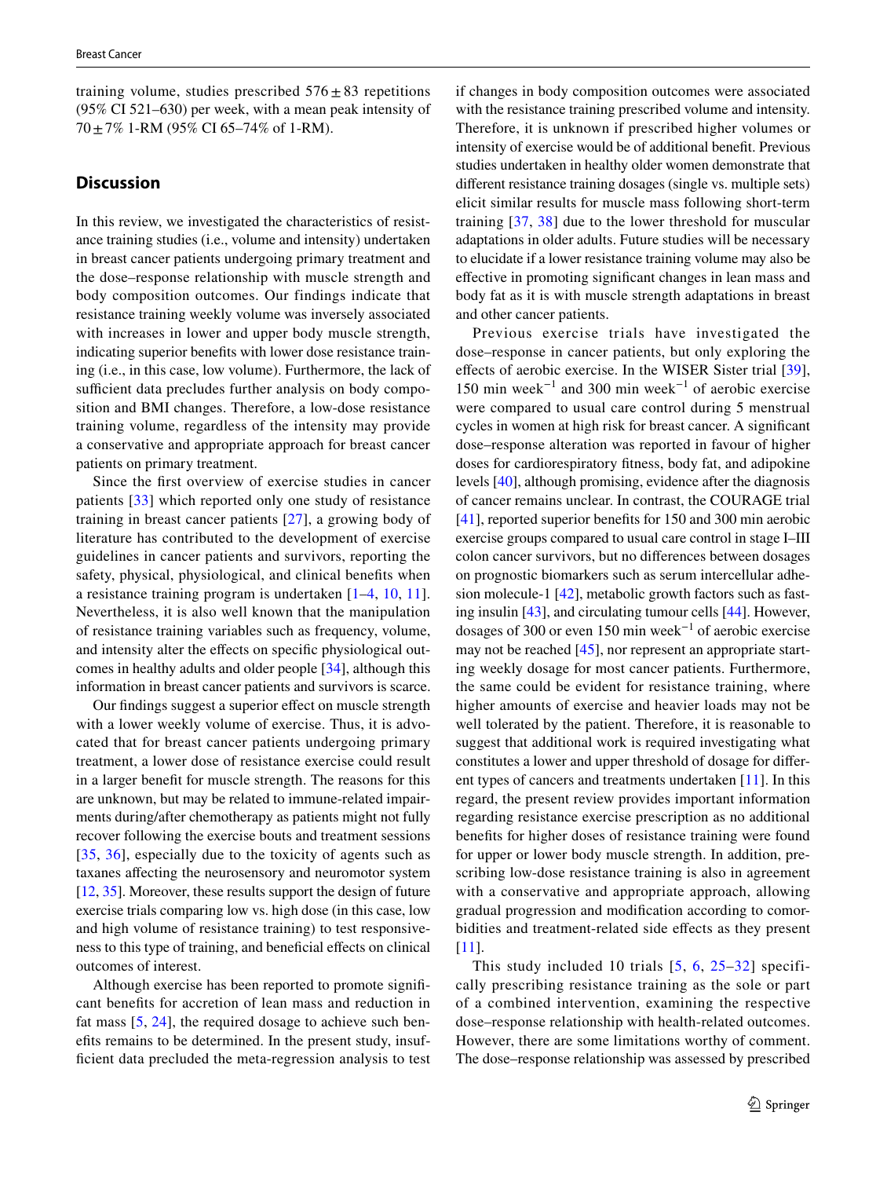training volume, studies prescribed 576 ± 83 repetitions (95% CI 521–630) per week, with a mean peak intensity of 70 ± 7% 1-RM (95% CI 65–74% of 1-RM).

## Discussion

In this review, we investigated the characteristics of resistance training studies (i.e., volume and intensity) undertaken in breast cancer patients undergoing primary treatment and the dose–response relationship with muscle strength and body composition outcomes. Our findings indicate that resistance training weekly volume was inversely associated with increases in lower and upper body muscle strength, indicating superior benefits with lower dose resistance training (i.e., in this case, low volume). Furthermore, the lack of sufficient data precludes further analysis on body composition and BMI changes. Therefore, a low-dose resistance training volume, regardless of the intensity may provide a conservative and appropriate approach for breast cancer patients on primary treatment.

Since the first overview of exercise studies in cancer patients [33] which reported only one study of resistance training in breast cancer patients [27], a growing body of literature has contributed to the development of exercise guidelines in cancer patients and survivors, reporting the safety, physical, physiological, and clinical benefits when a resistance training program is undertaken [1–4, 10, 11]. Nevertheless, it is also well known that the manipulation of resistance training variables such as frequency, volume, and intensity alter the effects on specific physiological outcomes in healthy adults and older people [34], although this information in breast cancer patients and survivors is scarce.

Our findings suggest a superior effect on muscle strength with a lower weekly volume of exercise. Thus, it is advocated that for breast cancer patients undergoing primary treatment, a lower dose of resistance exercise could result in a larger benefit for muscle strength. The reasons for this are unknown, but may be related to immune-related impairments during/after chemotherapy as patients might not fully recover following the exercise bouts and treatment sessions [35, 36], especially due to the toxicity of agents such as taxanes affecting the neurosensory and neuromotor system [12, 35]. Moreover, these results support the design of future exercise trials comparing low vs. high dose (in this case, low and high volume of resistance training) to test responsiveness to this type of training, and beneficial effects on clinical outcomes of interest.

Although exercise has been reported to promote significant benefits for accretion of lean mass and reduction in fat mass [5, 24], the required dosage to achieve such benefits remains to be determined. In the present study, insufficient data precluded the meta-regression analysis to test if changes in body composition outcomes were associated with the resistance training prescribed volume and intensity. Therefore, it is unknown if prescribed higher volumes or intensity of exercise would be of additional benefit. Previous studies undertaken in healthy older women demonstrate that different resistance training dosages (single vs. multiple sets) elicit similar results for muscle mass following short-term training [37, 38] due to the lower threshold for muscular adaptations in older adults. Future studies will be necessary to elucidate if a lower resistance training volume may also be effective in promoting significant changes in lean mass and body fat as it is with muscle strength adaptations in breast and other cancer patients.

Previous exercise trials have investigated the dose–response in cancer patients, but only exploring the effects of aerobic exercise. In the WISER Sister trial [39], 150 min week$^{-1}$ and 300 min week$^{-1}$ of aerobic exercise were compared to usual care control during 5 menstrual cycles in women at high risk for breast cancer. A significant dose–response alteration was reported in favour of higher doses for cardiorespiratory fitness, body fat, and adipokine levels [40], although promising, evidence after the diagnosis of cancer remains unclear. In contrast, the COURAGE trial [41], reported superior benefits for 150 and 300 min aerobic exercise groups compared to usual care control in stage I–III colon cancer survivors, but no differences between dosages on prognostic biomarkers such as serum intercellular adhesion molecule-1 [42], metabolic growth factors such as fasting insulin [43], and circulating tumour cells [44]. However, dosages of 300 or even 150 min week$^{-1}$ of aerobic exercise may not be reached [45], nor represent an appropriate starting weekly dosage for most cancer patients. Furthermore, the same could be evident for resistance training, where higher amounts of exercise and heavier loads may not be well tolerated by the patient. Therefore, it is reasonable to suggest that additional work is required investigating what constitutes a lower and upper threshold of dosage for different types of cancers and treatments undertaken [11]. In this regard, the present review provides important information regarding resistance exercise prescription as no additional benefits for higher doses of resistance training were found for upper or lower body muscle strength. In addition, prescribing low-dose resistance training is also in agreement with a conservative and appropriate approach, allowing gradual progression and modification according to comorbidities and treatment-related side effects as they present [11].

This study included 10 trials [5, 6, 25–32] specifically prescribing resistance training as the sole or part of a combined intervention, examining the respective dose–response relationship with health-related outcomes. However, there are some limitations worthy of comment. The dose–response relationship was assessed by prescribed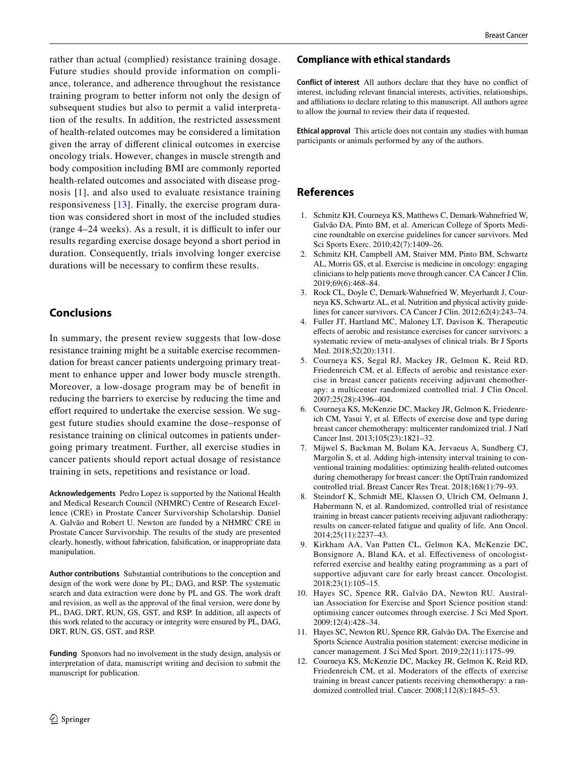rather than actual (complied) resistance training dosage. Future studies should provide information on compliance, tolerance, and adherence throughout the resistance training program to better inform not only the design of subsequent studies but also to permit a valid interpretation of the results. In addition, the restricted assessment of health-related outcomes may be considered a limitation given the array of different clinical outcomes in exercise oncology trials. However, changes in muscle strength and body composition including BMI are commonly reported health-related outcomes and associated with disease prognosis [1], and also used to evaluate resistance training responsiveness [13]. Finally, the exercise program duration was considered short in most of the included studies (range 4–24 weeks). As a result, it is difficult to infer our results regarding exercise dosage beyond a short period in duration. Consequently, trials involving longer exercise durations will be necessary to confirm these results.

## Conclusions

In summary, the present review suggests that low-dose resistance training might be a suitable exercise recommendation for breast cancer patients undergoing primary treatment to enhance upper and lower body muscle strength. Moreover, a low-dosage program may be of benefit in reducing the barriers to exercise by reducing the time and effort required to undertake the exercise session. We suggest future studies should examine the dose–response of resistance training on clinical outcomes in patients undergoing primary treatment. Further, all exercise studies in cancer patients should report actual dosage of resistance training in sets, repetitions and resistance or load.

**Acknowledgements** Pedro Lopez is supported by the National Health and Medical Research Council (NHMRC) Centre of Research Excellence (CRE) in Prostate Cancer Survivorship Scholarship. Daniel A. Galvão and Robert U. Newton are funded by a NHMRC CRE in Prostate Cancer Survivorship. The results of the study are presented clearly, honestly, without fabrication, falsification, or inappropriate data manipulation.

**Author contributions** Substantial contributions to the conception and design of the work were done by PL; DAG, and RSP. The systematic search and data extraction were done by PL and GS. The work draft and revision, as well as the approval of the final version, were done by PL, DAG, DRT, RUN, GS, GST, and RSP. In addition, all aspects of this work related to the accuracy or integrity were ensured by PL, DAG, DRT, RUN, GS, GST, and RSP.

**Funding** Sponsors had no involvement in the study design, analysis or interpretation of data, manuscript writing and decision to submit the manuscript for publication.

### Compliance with ethical standards

**Conflict of interest** All authors declare that they have no conflict of interest, including relevant financial interests, activities, relationships, and affiliations to declare relating to this manuscript. All authors agree to allow the journal to review their data if requested.

**Ethical approval** This article does not contain any studies with human participants or animals performed by any of the authors.

## References

1. Schmitz KH, Courneya KS, Matthews C, Demark-Wahnefried W, Galvão DA, Pinto BM, et al. American College of Sports Medicine roundtable on exercise guidelines for cancer survivors. Med Sci Sports Exerc. 2010;42(7):1409–26.
2. Schmitz KH, Campbell AM, Stuiver MM, Pinto BM, Schwartz AL, Morris GS, et al. Exercise is medicine in oncology: engaging clinicians to help patients move through cancer. CA Cancer J Clin. 2019;69(6):468–84.
3. Rock CL, Doyle C, Demark-Wahnefried W, Meyerhardt J, Courneya KS, Schwartz AL, et al. Nutrition and physical activity guidelines for cancer survivors. CA Cancer J Clin. 2012;62(4):243–74.
4. Fuller JT, Hartland MC, Maloney LT, Davison K. Therapeutic effects of aerobic and resistance exercises for cancer survivors: a systematic review of meta-analyses of clinical trials. Br J Sports Med. 2018;52(20):1311.
5. Courneya KS, Segal RJ, Mackey JR, Gelmon K, Reid RD, Friedenreich CM, et al. Effects of aerobic and resistance exercise in breast cancer patients receiving adjuvant chemotherapy: a multicenter randomized controlled trial. J Clin Oncol. 2007;25(28):4396–404.
6. Courneya KS, McKenzie DC, Mackey JR, Gelmon K, Friedenreich CM, Yasui Y, et al. Effects of exercise dose and type during breast cancer chemotherapy: multicenter randomized trial. J Natl Cancer Inst. 2013;105(23):1821–32.
7. Mijwel S, Backman M, Bolam KA, Jervaeus A, Sundberg CJ, Margolin S, et al. Adding high-intensity interval training to conventional training modalities: optimizing health-related outcomes during chemotherapy for breast cancer: the OptiTrain randomized controlled trial. Breast Cancer Res Treat. 2018;168(1):79–93.
8. Steindorf K, Schmidt ME, Klassen O, Ulrich CM, Oelmann J, Habermann N, et al. Randomized, controlled trial of resistance training in breast cancer patients receiving adjuvant radiotherapy: results on cancer-related fatigue and quality of life. Ann Oncol. 2014;25(11):2237–43.
9. Kirkham AA, Van Patten CL, Gelmon KA, McKenzie DC, Bonsignore A, Bland KA, et al. Effectiveness of oncologist-referred exercise and healthy eating programming as a part of supportive adjuvant care for early breast cancer. Oncologist. 2018;23(1):105–15.
10. Hayes SC, Spence RR, Galvão DA, Newton RU. Australian Association for Exercise and Sport Science position stand: optimising cancer outcomes through exercise. J Sci Med Sport. 2009;12(4):428–34.
11. Hayes SC, Newton RU, Spence RR, Galvão DA. The Exercise and Sports Science Australia position statement: exercise medicine in cancer management. J Sci Med Sport. 2019;22(11):1175–99.
12. Courneya KS, McKenzie DC, Mackey JR, Gelmon K, Reid RD, Friedenreich CM, et al. Moderators of the effects of exercise training in breast cancer patients receiving chemotherapy: a randomized controlled trial. Cancer. 2008;112(8):1845–53.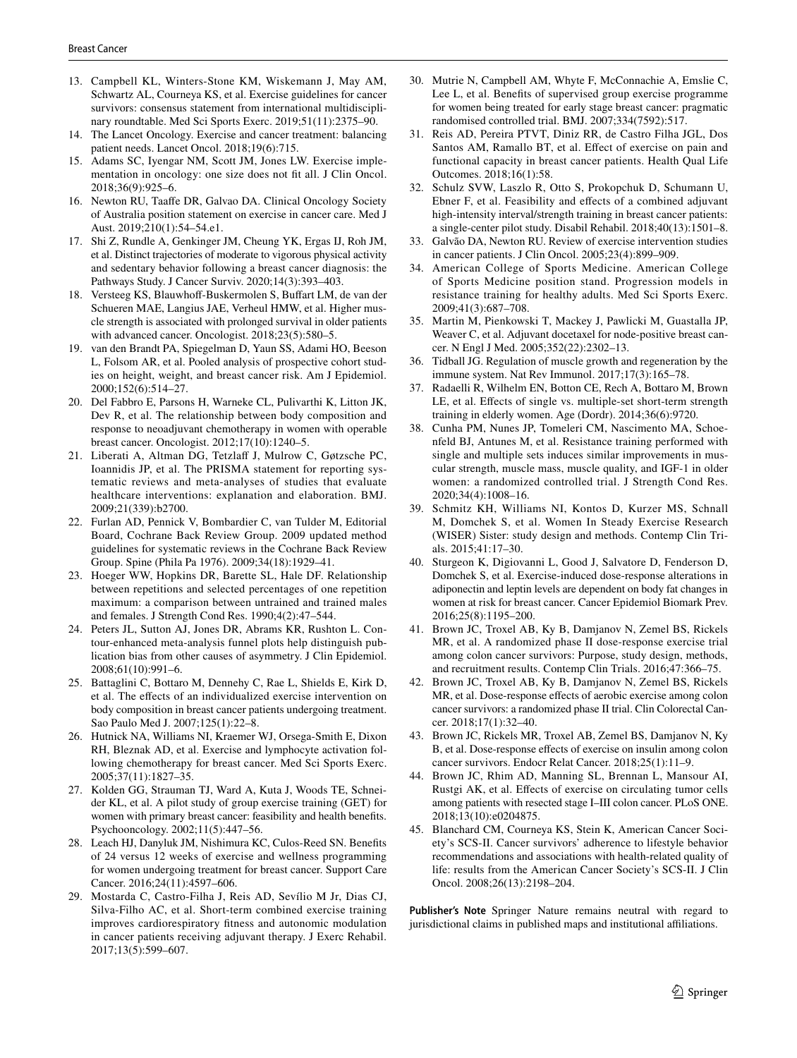13. Campbell KL, Winters-Stone KM, Wiskemann J, May AM, Schwartz AL, Courneya KS, et al. Exercise guidelines for cancer survivors: consensus statement from international multidisciplinary roundtable. Med Sci Sports Exerc. 2019;51(11):2375–90.
14. The Lancet Oncology. Exercise and cancer treatment: balancing patient needs. Lancet Oncol. 2018;19(6):715.
15. Adams SC, Iyengar NM, Scott JM, Jones LW. Exercise implementation in oncology: one size does not fit all. J Clin Oncol. 2018;36(9):925–6.
16. Newton RU, Taaffe DR, Galvao DA. Clinical Oncology Society of Australia position statement on exercise in cancer care. Med J Aust. 2019;210(1):54–54.e1.
17. Shi Z, Rundle A, Genkinger JM, Cheung YK, Ergas IJ, Roh JM, et al. Distinct trajectories of moderate to vigorous physical activity and sedentary behavior following a breast cancer diagnosis: the Pathways Study. J Cancer Surviv. 2020;14(3):393–403.
18. Versteeg KS, Blauwhoff-Buskermolen S, Buffart LM, de van der Schueren MAE, Langius JAE, Verheul HMW, et al. Higher muscle strength is associated with prolonged survival in older patients with advanced cancer. Oncologist. 2018;23(5):580–5.
19. van den Brandt PA, Spiegelman D, Yaun SS, Adami HO, Beeson L, Folsom AR, et al. Pooled analysis of prospective cohort studies on height, weight, and breast cancer risk. Am J Epidemiol. 2000;152(6):514–27.
20. Del Fabbro E, Parsons H, Warneke CL, Pulivarthi K, Litton JK, Dev R, et al. The relationship between body composition and response to neoadjuvant chemotherapy in women with operable breast cancer. Oncologist. 2012;17(10):1240–5.
21. Liberati A, Altman DG, Tetzlaff J, Mulrow C, Gøtzsche PC, Ioannidis JP, et al. The PRISMA statement for reporting systematic reviews and meta-analyses of studies that evaluate healthcare interventions: explanation and elaboration. BMJ. 2009;21(339):b2700.
22. Furlan AD, Pennick V, Bombardier C, van Tulder M, Editorial Board, Cochrane Back Review Group. 2009 updated method guidelines for systematic reviews in the Cochrane Back Review Group. Spine (Phila Pa 1976). 2009;34(18):1929–41.
23. Hoeger WW, Hopkins DR, Barette SL, Hale DF. Relationship between repetitions and selected percentages of one repetition maximum: a comparison between untrained and trained males and females. J Strength Cond Res. 1990;4(2):47–544.
24. Peters JL, Sutton AJ, Jones DR, Abrams KR, Rushton L. Contour-enhanced meta-analysis funnel plots help distinguish publication bias from other causes of asymmetry. J Clin Epidemiol. 2008;61(10):991–6.
25. Battaglini C, Bottaro M, Dennehy C, Rae L, Shields E, Kirk D, et al. The effects of an individualized exercise intervention on body composition in breast cancer patients undergoing treatment. Sao Paulo Med J. 2007;125(1):22–8.
26. Hutnick NA, Williams NI, Kraemer WJ, Orsega-Smith E, Dixon RH, Bleznak AD, et al. Exercise and lymphocyte activation following chemotherapy for breast cancer. Med Sci Sports Exerc. 2005;37(11):1827–35.
27. Kolden GG, Strauman TJ, Ward A, Kuta J, Woods TE, Schneider KL, et al. A pilot study of group exercise training (GET) for women with primary breast cancer: feasibility and health benefits. Psychooncology. 2002;11(5):447–56.
28. Leach HJ, Danyluk JM, Nishimura KC, Culos-Reed SN. Benefits of 24 versus 12 weeks of exercise and wellness programming for women undergoing treatment for breast cancer. Support Care Cancer. 2016;24(11):4597–606.
29. Mostarda C, Castro-Filha J, Reis AD, Sevílio M Jr, Dias CJ, Silva-Filho AC, et al. Short-term combined exercise training improves cardiorespiratory fitness and autonomic modulation in cancer patients receiving adjuvant therapy. J Exerc Rehabil. 2017;13(5):599–607.
30. Mutrie N, Campbell AM, Whyte F, McConnachie A, Emslie C, Lee L, et al. Benefits of supervised group exercise programme for women being treated for early stage breast cancer: pragmatic randomised controlled trial. BMJ. 2007;334(7592):517.
31. Reis AD, Pereira PTVT, Diniz RR, de Castro Filha JGL, Dos Santos AM, Ramallo BT, et al. Effect of exercise on pain and functional capacity in breast cancer patients. Health Qual Life Outcomes. 2018;16(1):58.
32. Schulz SVW, Laszlo R, Otto S, Prokopchuk D, Schumann U, Ebner F, et al. Feasibility and effects of a combined adjuvant high-intensity interval/strength training in breast cancer patients: a single-center pilot study. Disabil Rehabil. 2018;40(13):1501–8.
33. Galvão DA, Newton RU. Review of exercise intervention studies in cancer patients. J Clin Oncol. 2005;23(4):899–909.
34. American College of Sports Medicine. American College of Sports Medicine position stand. Progression models in resistance training for healthy adults. Med Sci Sports Exerc. 2009;41(3):687–708.
35. Martin M, Pienkowski T, Mackey J, Pawlicki M, Guastalla JP, Weaver C, et al. Adjuvant docetaxel for node-positive breast cancer. N Engl J Med. 2005;352(22):2302–13.
36. Tidball JG. Regulation of muscle growth and regeneration by the immune system. Nat Rev Immunol. 2017;17(3):165–78.
37. Radaelli R, Wilhelm EN, Botton CE, Rech A, Bottaro M, Brown LE, et al. Effects of single vs. multiple-set short-term strength training in elderly women. Age (Dordr). 2014;36(6):9720.
38. Cunha PM, Nunes JP, Tomeleri CM, Nascimento MA, Schoenfeld BJ, Antunes M, et al. Resistance training performed with single and multiple sets induces similar improvements in muscular strength, muscle mass, muscle quality, and IGF-1 in older women: a randomized controlled trial. J Strength Cond Res. 2020;34(4):1008–16.
39. Schmitz KH, Williams NI, Kontos D, Kurzer MS, Schnall M, Domchek S, et al. Women In Steady Exercise Research (WISER) Sister: study design and methods. Contemp Clin Trials. 2015;41:17–30.
40. Sturgeon K, Digiovanni L, Good J, Salvatore D, Fenderson D, Domchek S, et al. Exercise-induced dose-response alterations in adiponectin and leptin levels are dependent on body fat changes in women at risk for breast cancer. Cancer Epidemiol Biomark Prev. 2016;25(8):1195–200.
41. Brown JC, Troxel AB, Ky B, Damjanov N, Zemel BS, Rickels MR, et al. A randomized phase II dose-response exercise trial among colon cancer survivors: Purpose, study design, methods, and recruitment results. Contemp Clin Trials. 2016;47:366–75.
42. Brown JC, Troxel AB, Ky B, Damjanov N, Zemel BS, Rickels MR, et al. Dose-response effects of aerobic exercise among colon cancer survivors: a randomized phase II trial. Clin Colorectal Cancer. 2018;17(1):32–40.
43. Brown JC, Rickels MR, Troxel AB, Zemel BS, Damjanov N, Ky B, et al. Dose-response effects of exercise on insulin among colon cancer survivors. Endocr Relat Cancer. 2018;25(1):11–9.
44. Brown JC, Rhim AD, Manning SL, Brennan L, Mansour AI, Rustgi AK, et al. Effects of exercise on circulating tumor cells among patients with resected stage I–III colon cancer. PLoS ONE. 2018;13(10):e0204875.
45. Blanchard CM, Courneya KS, Stein K, American Cancer Society's SCS-II. Cancer survivors' adherence to lifestyle behavior recommendations and associations with health-related quality of life: results from the American Cancer Society's SCS-II. J Clin Oncol. 2008;26(13):2198–204.

**Publisher's Note** Springer Nature remains neutral with regard to jurisdictional claims in published maps and institutional affiliations.